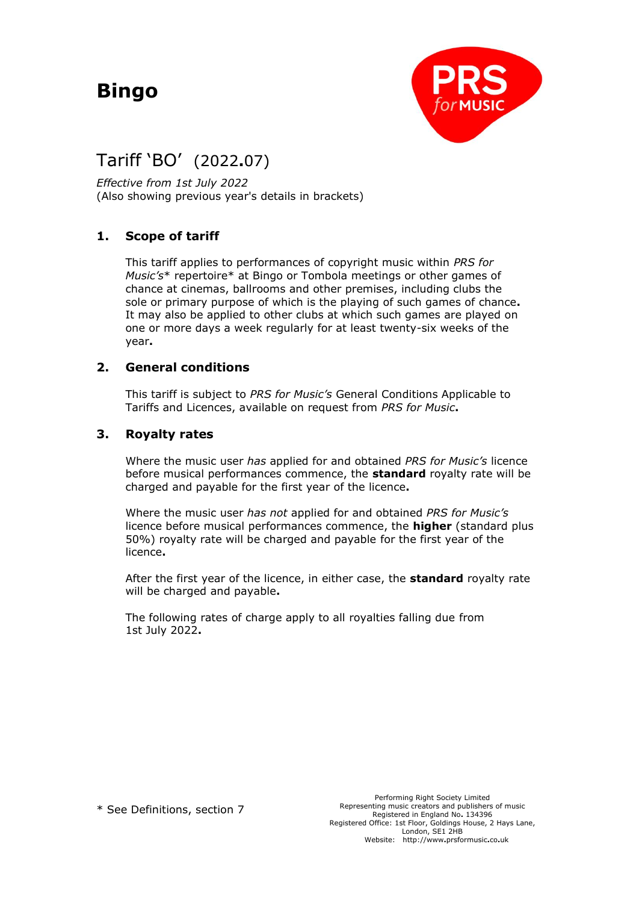# Bingo

## Tariff 'BO' (2022.07)

*Effective from 1st July 2022*
(Also showing previous year's details in brackets)

### 1. Scope of tariff

This tariff applies to performances of copyright music within *PRS for Music's** repertoire* at Bingo or Tombola meetings or other games of chance at cinemas, ballrooms and other premises, including clubs the sole or primary purpose of which is the playing of such games of chance. It may also be applied to other clubs at which such games are played on one or more days a week regularly for at least twenty-six weeks of the year.

### 2. General conditions

This tariff is subject to *PRS for Music's* General Conditions Applicable to Tariffs and Licences, available on request from *PRS for Music*.

### 3. Royalty rates

Where the music user *has* applied for and obtained *PRS for Music's* licence before musical performances commence, the **standard** royalty rate will be charged and payable for the first year of the licence.

Where the music user *has not* applied for and obtained *PRS for Music's* licence before musical performances commence, the **higher** (standard plus 50%) royalty rate will be charged and payable for the first year of the licence.

After the first year of the licence, in either case, the **standard** royalty rate will be charged and payable.

The following rates of charge apply to all royalties falling due from 1st July 2022.

* See Definitions, section 7

Performing Right Society Limited
Representing music creators and publishers of music
Registered in England No. 134396
Registered Office: 1st Floor, Goldings House, 2 Hays Lane, London, SE1 2HB
Website: http://www.prsformusic.co.uk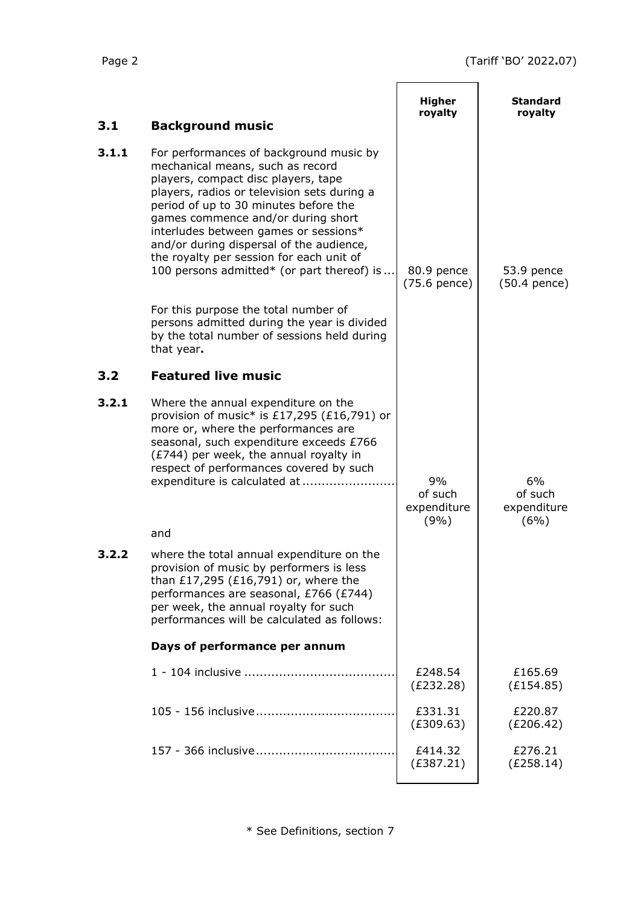| | | Higher royalty | Standard royalty |
|---|---|---|---|
| **3.1** | **Background music** | | |
| **3.1.1** | For performances of background music by mechanical means, such as record players, compact disc players, tape players, radios or television sets during a period of up to 30 minutes before the games commence and/or during short interludes between games or sessions* and/or during dispersal of the audience, the royalty per session for each unit of 100 persons admitted* (or part thereof) is ... | 80.9 pence (75.6 pence) | 53.9 pence (50.4 pence) |
| | For this purpose the total number of persons admitted during the year is divided by the total number of sessions held during that year**.** | | |
| **3.2** | **Featured live music** | | |
| **3.2.1** | Where the annual expenditure on the provision of music* is £17,295 (£16,791) or more or, where the performances are seasonal, such expenditure exceeds £766 (£744) per week, the annual royalty in respect of performances covered by such expenditure is calculated at ........................ | 9% of such expenditure (9%) | 6% of such expenditure (6%) |
| | and | | |
| **3.2.2** | where the total annual expenditure on the provision of music by performers is less than £17,295 (£16,791) or, where the performances are seasonal, £766 (£744) per week, the annual royalty for such performances will be calculated as follows: | | |
| | **Days of performance per annum** | | |
| | 1 - 104 inclusive ...................................... | £248.54 (£232.28) | £165.69 (£154.85) |
| | 105 - 156 inclusive ................................... | £331.31 (£309.63) | £220.87 (£206.42) |
| | 157 - 366 inclusive ................................... | £414.32 (£387.21) | £276.21 (£258.14) |

\* See Definitions, section 7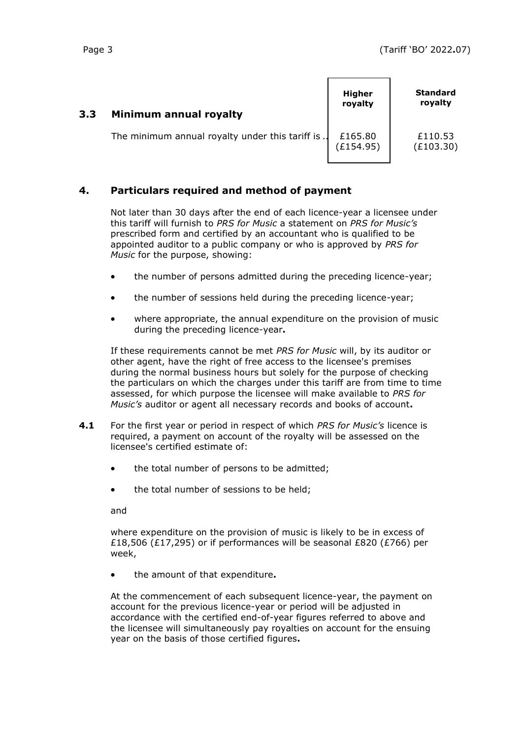### 3.3 Minimum annual royalty

| | Higher royalty | Standard royalty |
|---|---|---|
| The minimum annual royalty under this tariff is .. | £165.80 (£154.95) | £110.53 (£103.30) |

## 4. Particulars required and method of payment

Not later than 30 days after the end of each licence-year a licensee under this tariff will furnish to *PRS for Music* a statement on *PRS for Music's* prescribed form and certified by an accountant who is qualified to be appointed auditor to a public company or who is approved by *PRS for Music* for the purpose, showing:

- the number of persons admitted during the preceding licence-year;
- the number of sessions held during the preceding licence-year;
- where appropriate, the annual expenditure on the provision of music during the preceding licence-year**.**

If these requirements cannot be met *PRS for Music* will, by its auditor or other agent, have the right of free access to the licensee's premises during the normal business hours but solely for the purpose of checking the particulars on which the charges under this tariff are from time to time assessed, for which purpose the licensee will make available to *PRS for Music's* auditor or agent all necessary records and books of account**.**

**4.1** For the first year or period in respect of which *PRS for Music's* licence is required, a payment on account of the royalty will be assessed on the licensee's certified estimate of:

- the total number of persons to be admitted;
- the total number of sessions to be held;

and

where expenditure on the provision of music is likely to be in excess of £18,506 (£17,295) or if performances will be seasonal £820 (£766) per week,

- the amount of that expenditure**.**

At the commencement of each subsequent licence-year, the payment on account for the previous licence-year or period will be adjusted in accordance with the certified end-of-year figures referred to above and the licensee will simultaneously pay royalties on account for the ensuing year on the basis of those certified figures**.**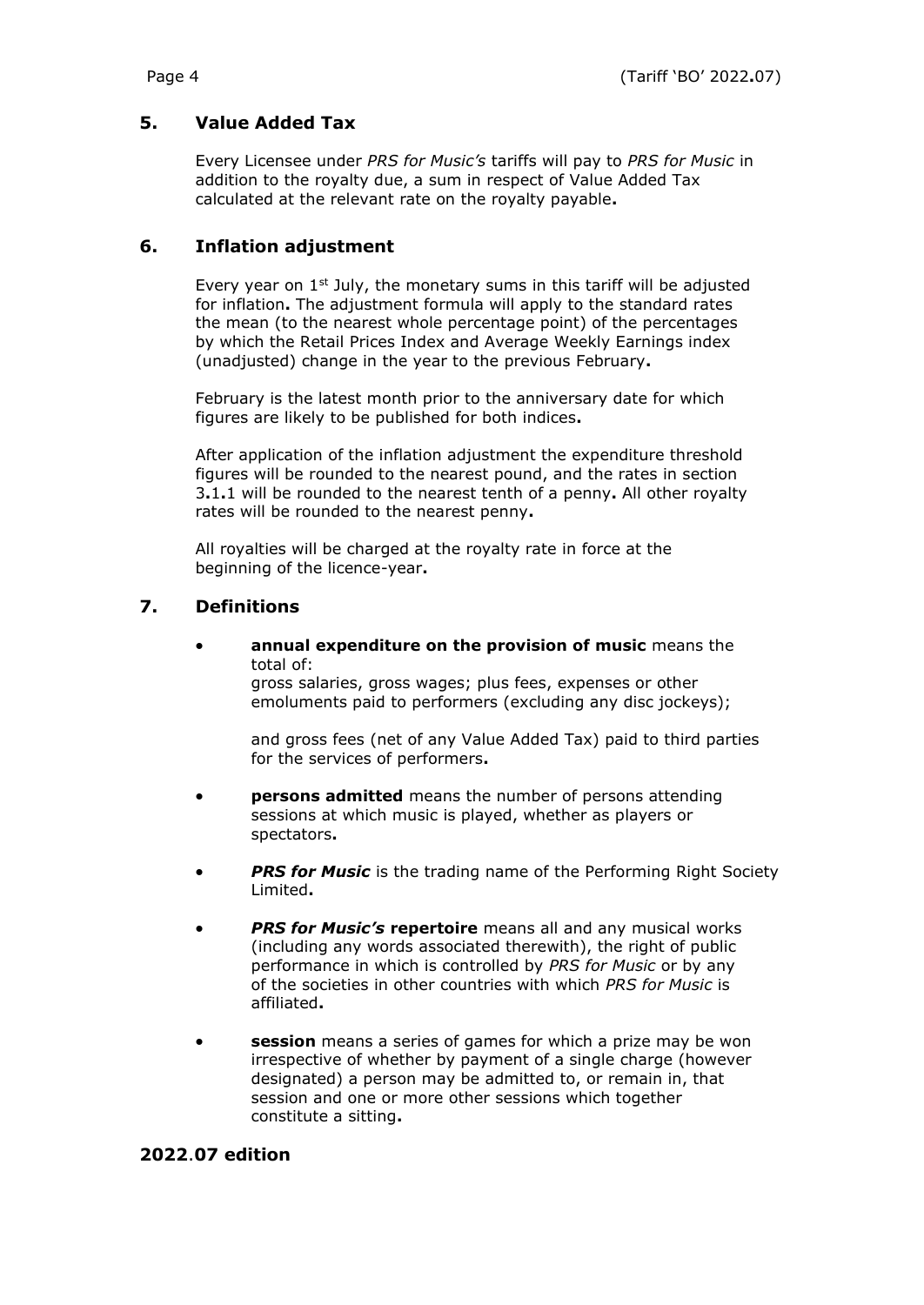## 5. Value Added Tax

Every Licensee under *PRS for Music's* tariffs will pay to *PRS for Music* in addition to the royalty due, a sum in respect of Value Added Tax calculated at the relevant rate on the royalty payable**.**

## 6. Inflation adjustment

Every year on 1st July, the monetary sums in this tariff will be adjusted for inflation**.** The adjustment formula will apply to the standard rates the mean (to the nearest whole percentage point) of the percentages by which the Retail Prices Index and Average Weekly Earnings index (unadjusted) change in the year to the previous February**.**

February is the latest month prior to the anniversary date for which figures are likely to be published for both indices**.**

After application of the inflation adjustment the expenditure threshold figures will be rounded to the nearest pound, and the rates in section 3**.**1**.**1 will be rounded to the nearest tenth of a penny**.** All other royalty rates will be rounded to the nearest penny**.**

All royalties will be charged at the royalty rate in force at the beginning of the licence-year**.**

## 7. Definitions

- **annual expenditure on the provision of music** means the total of:
  gross salaries, gross wages; plus fees, expenses or other emoluments paid to performers (excluding any disc jockeys);

  and gross fees (net of any Value Added Tax) paid to third parties for the services of performers**.**

- **persons admitted** means the number of persons attending sessions at which music is played, whether as players or spectators**.**

- ***PRS for Music*** is the trading name of the Performing Right Society Limited**.**

- ***PRS for Music's* repertoire** means all and any musical works (including any words associated therewith), the right of public performance in which is controlled by *PRS for Music* or by any of the societies in other countries with which *PRS for Music* is affiliated**.**

- **session** means a series of games for which a prize may be won irrespective of whether by payment of a single charge (however designated) a person may be admitted to, or remain in, that session and one or more other sessions which together constitute a sitting**.**

**2022.07 edition**